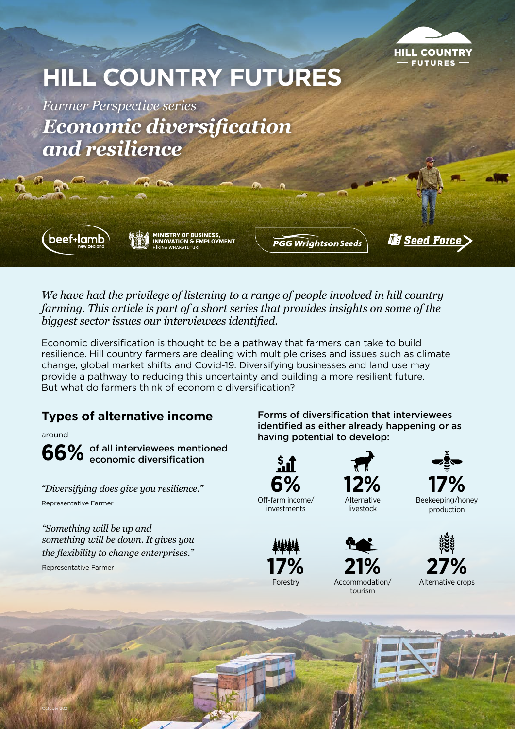# HILL COUNTRY FUTURES

*Farmer Perspective series*

## *Economic diversification and resilience*

*We have had the privilege of listening to a range of people involved in hill country farming. This article is part of a short series that provides insights on some of the biggest sector issues our interviewees identified.*

Economic diversification is thought to be a pathway that farmers can take to build resilience. Hill country farmers are dealing with multiple crises and issues such as climate change, global market shifts and Covid-19. Diversifying businesses and land use may provide a pathway to reducing this uncertainty and building a more resilient future. But what do farmers think of economic diversification?

## Types of alternative income

around

**66%** of all interviewees mentioned economic diversification

*"Diversifying does give you resilience."*

Representative Farmer

*"Something will be up and something will be down. It gives you the flexibility to change enterprises."*

Representative Farmer

**Forms of diversification that interviewees identified as either already happening or as having potential to develop:**

- **6%** Off-farm income/investments
- **12%** Alternative livestock
- **17%** Beekeeping/honey production
- **17%** Forestry
- **21%** Accommodation/tourism
- **27%** Alternative crops

October 2021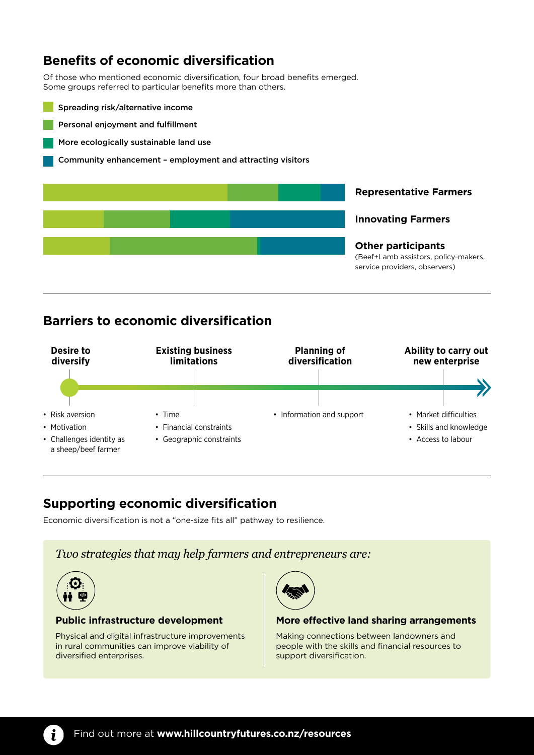## Benefits of economic diversification

Of those who mentioned economic diversification, four broad benefits emerged. Some groups referred to particular benefits more than others.

- Spreading risk/alternative income
- Personal enjoyment and fulfillment
- More ecologically sustainable land use
- Community enhancement – employment and attracting visitors

**Representative Farmers**

**Innovating Farmers**

**Other participants**
(Beef+Lamb assistors, policy-makers, service providers, observers)

## Barriers to economic diversification

**Desire to diversify**

- Risk aversion
- Motivation
- Challenges identity as a sheep/beef farmer

**Existing business limitations**

- Time
- Financial constraints
- Geographic constraints

**Planning of diversification**

- Information and support

**Ability to carry out new enterprise**

- Market difficulties
- Skills and knowledge
- Access to labour

## Supporting economic diversification

Economic diversification is not a "one-size fits all" pathway to resilience.

*Two strategies that may help farmers and entrepreneurs are:*

### Public infrastructure development

Physical and digital infrastructure improvements in rural communities can improve viability of diversified enterprises.

### More effective land sharing arrangements

Making connections between landowners and people with the skills and financial resources to support diversification.

Find out more at **www.hillcountryfutures.co.nz/resources**